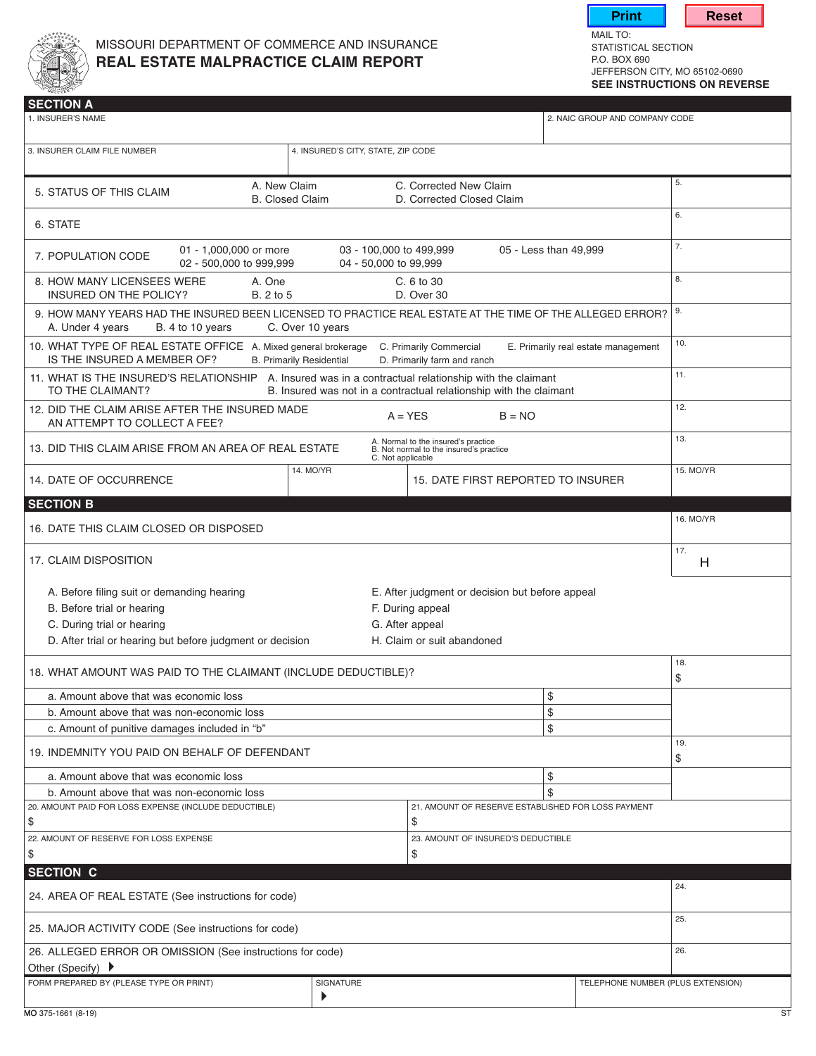# MISSOURI DEPARTMENT OF COMMERCE AND INSURANCE
## REAL ESTATE MALPRACTICE CLAIM REPORT

Print | Reset

MAIL TO:
STATISTICAL SECTION
P.O. BOX 690
JEFFERSON CITY, MO 65102-0690
**SEE INSTRUCTIONS ON REVERSE**

### SECTION A

| 1. INSURER'S NAME | 2. NAIC GROUP AND COMPANY CODE |
|---|---|
| | |

| 3. INSURER CLAIM FILE NUMBER | 4. INSURED'S CITY, STATE, ZIP CODE |
|---|---|
| | |

| Question | Options | Answer |
|---|---|---|
| 5. STATUS OF THIS CLAIM | A. New Claim; B. Closed Claim; C. Corrected New Claim; D. Corrected Closed Claim | 5. |
| 6. STATE | | 6. |
| 7. POPULATION CODE | 01 - 1,000,000 or more; 02 - 500,000 to 999,999; 03 - 100,000 to 499,999; 04 - 50,000 to 99,999; 05 - Less than 49,999 | 7. |
| 8. HOW MANY LICENSEES WERE INSURED ON THE POLICY? | A. One; B. 2 to 5; C. 6 to 30; D. Over 30 | 8. |
| 9. HOW MANY YEARS HAD THE INSURED BEEN LICENSED TO PRACTICE REAL ESTATE AT THE TIME OF THE ALLEGED ERROR? | A. Under 4 years; B. 4 to 10 years; C. Over 10 years | 9. |
| 10. WHAT TYPE OF REAL ESTATE OFFICE IS THE INSURED A MEMBER OF? | A. Mixed general brokerage; B. Primarily Residential; C. Primarily Commercial; D. Primarily farm and ranch; E. Primarily real estate management | 10. |
| 11. WHAT IS THE INSURED'S RELATIONSHIP TO THE CLAIMANT? | A. Insured was in a contractual relationship with the claimant; B. Insured was not in a contractual relationship with the claimant | 11. |
| 12. DID THE CLAIM ARISE AFTER THE INSURED MADE AN ATTEMPT TO COLLECT A FEE? | A = YES; B = NO | 12. |
| 13. DID THIS CLAIM ARISE FROM AN AREA OF REAL ESTATE | A. Normal to the insured's practice; B. Not normal to the insured's practice; C. Not applicable | 13. |

| 14. DATE OF OCCURRENCE | 14. MO/YR | 15. DATE FIRST REPORTED TO INSURER | 15. MO/YR |
|---|---|---|---|
| | | | |

### SECTION B

| Question | Answer |
|---|---|
| 16. DATE THIS CLAIM CLOSED OR DISPOSED | 16. MO/YR |
| 17. CLAIM DISPOSITION | 17. H |

A. Before filing suit or demanding hearing
B. Before trial or hearing
C. During trial or hearing
D. After trial or hearing but before judgment or decision
E. After judgment or decision but before appeal
F. During appeal
G. After appeal
H. Claim or suit abandoned

| Item | Amount | Total |
|---|---|---|
| 18. WHAT AMOUNT WAS PAID TO THE CLAIMANT (INCLUDE DEDUCTIBLE)? | | 18. $ |
| a. Amount above that was economic loss | $ | |
| b. Amount above that was non-economic loss | $ | |
| c. Amount of punitive damages included in "b" | $ | |
| 19. INDEMNITY YOU PAID ON BEHALF OF DEFENDANT | | 19. $ |
| a. Amount above that was economic loss | $ | |
| b. Amount above that was non-economic loss | $ | |

| 20. AMOUNT PAID FOR LOSS EXPENSE (INCLUDE DEDUCTIBLE) | 21. AMOUNT OF RESERVE ESTABLISHED FOR LOSS PAYMENT |
|---|---|
| $ | $ |
| **22. AMOUNT OF RESERVE FOR LOSS EXPENSE** | **23. AMOUNT OF INSURED'S DEDUCTIBLE** |
| $ | $ |

### SECTION C

| Question | Answer |
|---|---|
| 24. AREA OF REAL ESTATE (See instructions for code) | 24. |
| 25. MAJOR ACTIVITY CODE (See instructions for code) | 25. |
| 26. ALLEGED ERROR OR OMISSION (See instructions for code) Other (Specify) ▸ | 26. |

| FORM PREPARED BY (PLEASE TYPE OR PRINT) | SIGNATURE | TELEPHONE NUMBER (PLUS EXTENSION) |
|---|---|---|
| | ▸ | |

MO 375-1661 (8-19) ST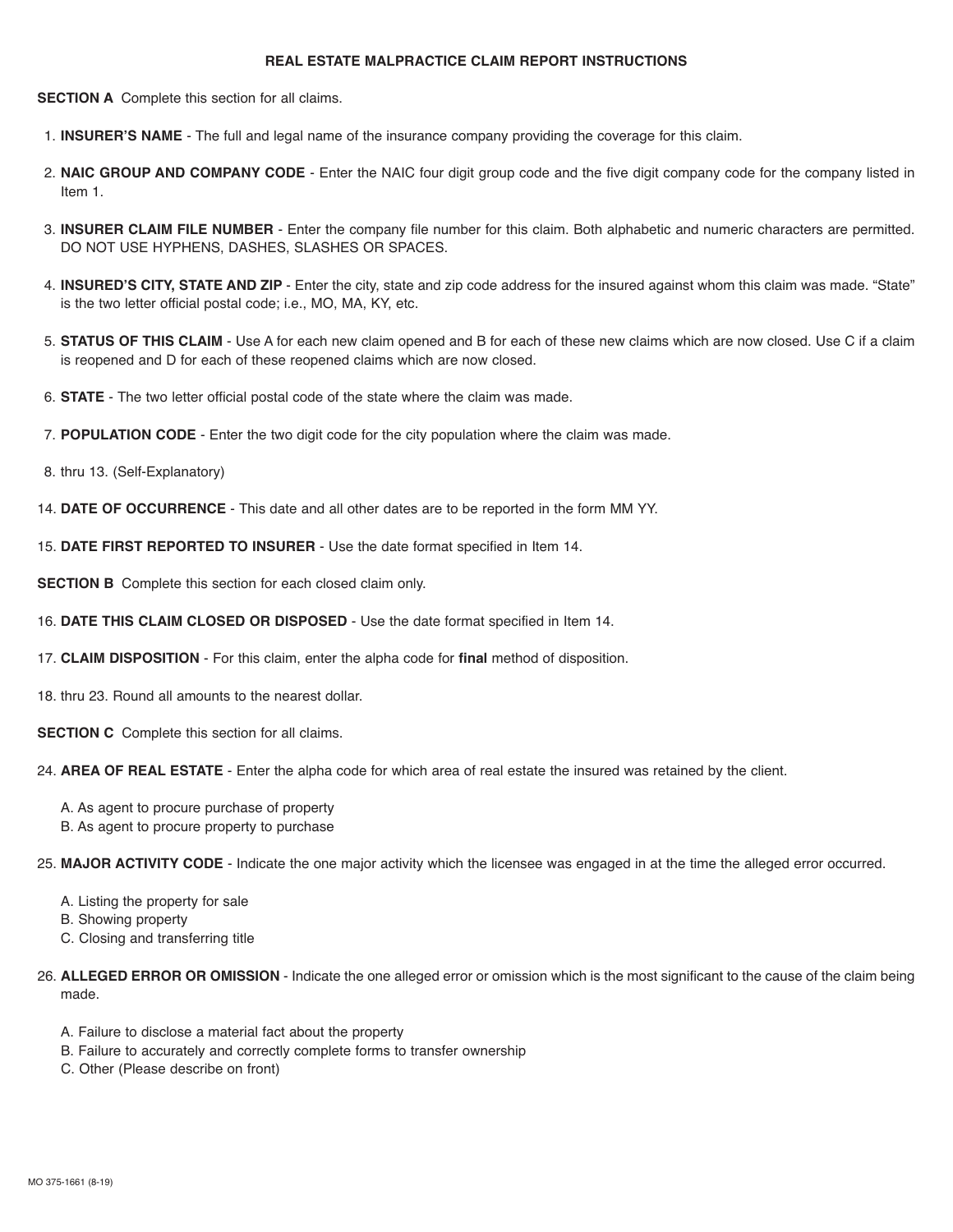# REAL ESTATE MALPRACTICE CLAIM REPORT INSTRUCTIONS

**SECTION A** Complete this section for all claims.

1. **INSURER'S NAME** - The full and legal name of the insurance company providing the coverage for this claim.

2. **NAIC GROUP AND COMPANY CODE** - Enter the NAIC four digit group code and the five digit company code for the company listed in Item 1.

3. **INSURER CLAIM FILE NUMBER** - Enter the company file number for this claim. Both alphabetic and numeric characters are permitted. DO NOT USE HYPHENS, DASHES, SLASHES OR SPACES.

4. **INSURED'S CITY, STATE AND ZIP** - Enter the city, state and zip code address for the insured against whom this claim was made. "State" is the two letter official postal code; i.e., MO, MA, KY, etc.

5. **STATUS OF THIS CLAIM** - Use A for each new claim opened and B for each of these new claims which are now closed. Use C if a claim is reopened and D for each of these reopened claims which are now closed.

6. **STATE** - The two letter official postal code of the state where the claim was made.

7. **POPULATION CODE** - Enter the two digit code for the city population where the claim was made.

8. thru 13. (Self-Explanatory)

14. **DATE OF OCCURRENCE** - This date and all other dates are to be reported in the form MM YY.

15. **DATE FIRST REPORTED TO INSURER** - Use the date format specified in Item 14.

**SECTION B** Complete this section for each closed claim only.

16. **DATE THIS CLAIM CLOSED OR DISPOSED** - Use the date format specified in Item 14.

17. **CLAIM DISPOSITION** - For this claim, enter the alpha code for **final** method of disposition.

18. thru 23. Round all amounts to the nearest dollar.

**SECTION C** Complete this section for all claims.

24. **AREA OF REAL ESTATE** - Enter the alpha code for which area of real estate the insured was retained by the client.

    A. As agent to procure purchase of property
    B. As agent to procure property to purchase

25. **MAJOR ACTIVITY CODE** - Indicate the one major activity which the licensee was engaged in at the time the alleged error occurred.

    A. Listing the property for sale
    B. Showing property
    C. Closing and transferring title

26. **ALLEGED ERROR OR OMISSION** - Indicate the one alleged error or omission which is the most significant to the cause of the claim being made.

    A. Failure to disclose a material fact about the property
    B. Failure to accurately and correctly complete forms to transfer ownership
    C. Other (Please describe on front)

MO 375-1661 (8-19)